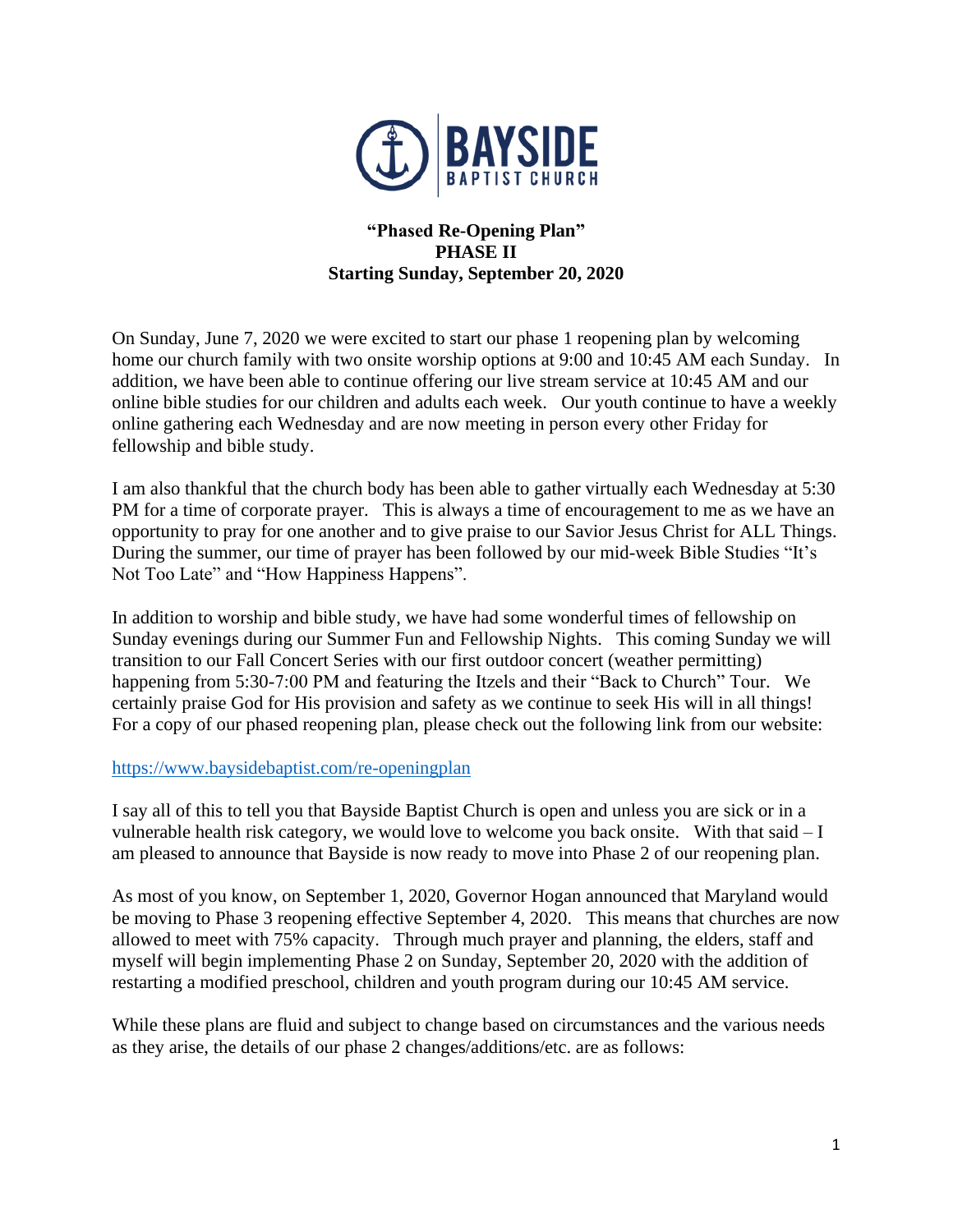BAYSIDE BAPTIST CHURCH

# "Phased Re-Opening Plan"
# PHASE II
# Starting Sunday, September 20, 2020

On Sunday, June 7, 2020 we were excited to start our phase 1 reopening plan by welcoming home our church family with two onsite worship options at 9:00 and 10:45 AM each Sunday. In addition, we have been able to continue offering our live stream service at 10:45 AM and our online bible studies for our children and adults each week. Our youth continue to have a weekly online gathering each Wednesday and are now meeting in person every other Friday for fellowship and bible study.

I am also thankful that the church body has been able to gather virtually each Wednesday at 5:30 PM for a time of corporate prayer. This is always a time of encouragement to me as we have an opportunity to pray for one another and to give praise to our Savior Jesus Christ for ALL Things. During the summer, our time of prayer has been followed by our mid-week Bible Studies "It's Not Too Late" and "How Happiness Happens".

In addition to worship and bible study, we have had some wonderful times of fellowship on Sunday evenings during our Summer Fun and Fellowship Nights. This coming Sunday we will transition to our Fall Concert Series with our first outdoor concert (weather permitting) happening from 5:30-7:00 PM and featuring the Itzels and their "Back to Church" Tour. We certainly praise God for His provision and safety as we continue to seek His will in all things! For a copy of our phased reopening plan, please check out the following link from our website:

https://www.baysidebaptist.com/re-openingplan

I say all of this to tell you that Bayside Baptist Church is open and unless you are sick or in a vulnerable health risk category, we would love to welcome you back onsite. With that said – I am pleased to announce that Bayside is now ready to move into Phase 2 of our reopening plan.

As most of you know, on September 1, 2020, Governor Hogan announced that Maryland would be moving to Phase 3 reopening effective September 4, 2020. This means that churches are now allowed to meet with 75% capacity. Through much prayer and planning, the elders, staff and myself will begin implementing Phase 2 on Sunday, September 20, 2020 with the addition of restarting a modified preschool, children and youth program during our 10:45 AM service.

While these plans are fluid and subject to change based on circumstances and the various needs as they arise, the details of our phase 2 changes/additions/etc. are as follows: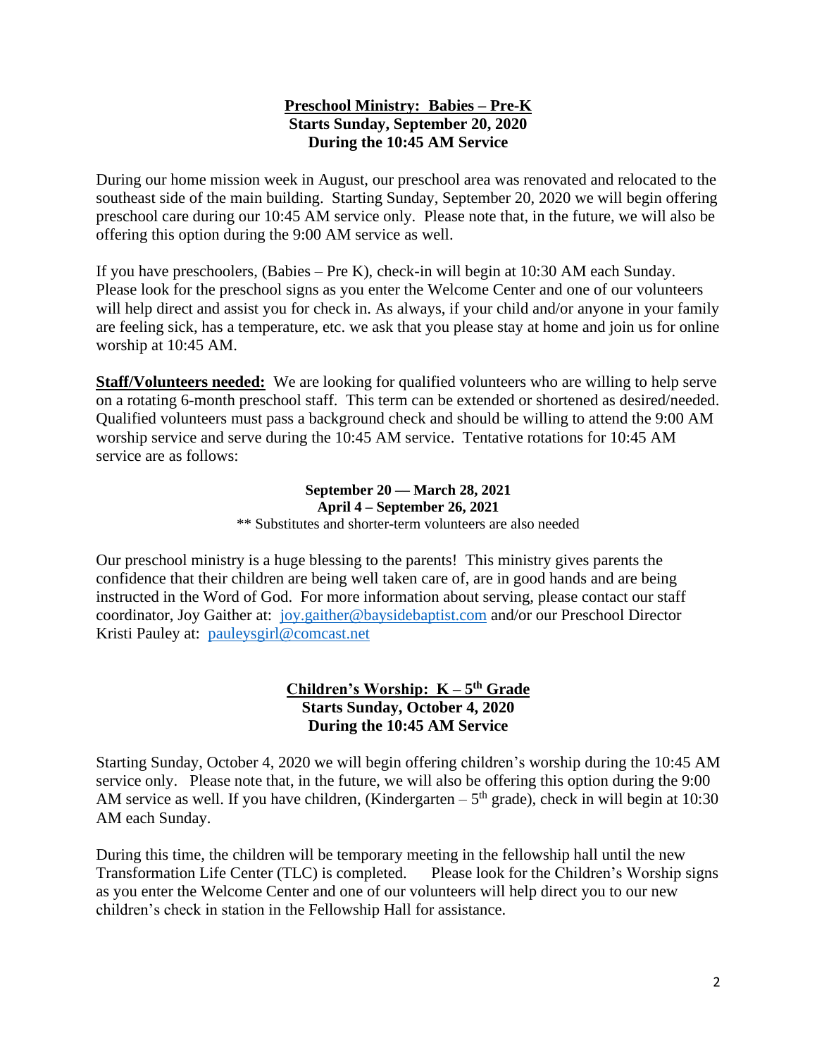**Preschool Ministry: Babies – Pre-K**
**Starts Sunday, September 20, 2020**
**During the 10:45 AM Service**

During our home mission week in August, our preschool area was renovated and relocated to the southeast side of the main building. Starting Sunday, September 20, 2020 we will begin offering preschool care during our 10:45 AM service only. Please note that, in the future, we will also be offering this option during the 9:00 AM service as well.

If you have preschoolers, (Babies – Pre K), check-in will begin at 10:30 AM each Sunday. Please look for the preschool signs as you enter the Welcome Center and one of our volunteers will help direct and assist you for check in. As always, if your child and/or anyone in your family are feeling sick, has a temperature, etc. we ask that you please stay at home and join us for online worship at 10:45 AM.

**Staff/Volunteers needed:** We are looking for qualified volunteers who are willing to help serve on a rotating 6-month preschool staff. This term can be extended or shortened as desired/needed. Qualified volunteers must pass a background check and should be willing to attend the 9:00 AM worship service and serve during the 10:45 AM service. Tentative rotations for 10:45 AM service are as follows:

**September 20 — March 28, 2021**
**April 4 – September 26, 2021**
** Substitutes and shorter-term volunteers are also needed

Our preschool ministry is a huge blessing to the parents! This ministry gives parents the confidence that their children are being well taken care of, are in good hands and are being instructed in the Word of God. For more information about serving, please contact our staff coordinator, Joy Gaither at: joy.gaither@baysidebaptist.com and/or our Preschool Director Kristi Pauley at: pauleysgirl@comcast.net

**Children's Worship: K – 5th Grade**
**Starts Sunday, October 4, 2020**
**During the 10:45 AM Service**

Starting Sunday, October 4, 2020 we will begin offering children's worship during the 10:45 AM service only. Please note that, in the future, we will also be offering this option during the 9:00 AM service as well. If you have children, (Kindergarten – 5th grade), check in will begin at 10:30 AM each Sunday.

During this time, the children will be temporary meeting in the fellowship hall until the new Transformation Life Center (TLC) is completed. Please look for the Children's Worship signs as you enter the Welcome Center and one of our volunteers will help direct you to our new children's check in station in the Fellowship Hall for assistance.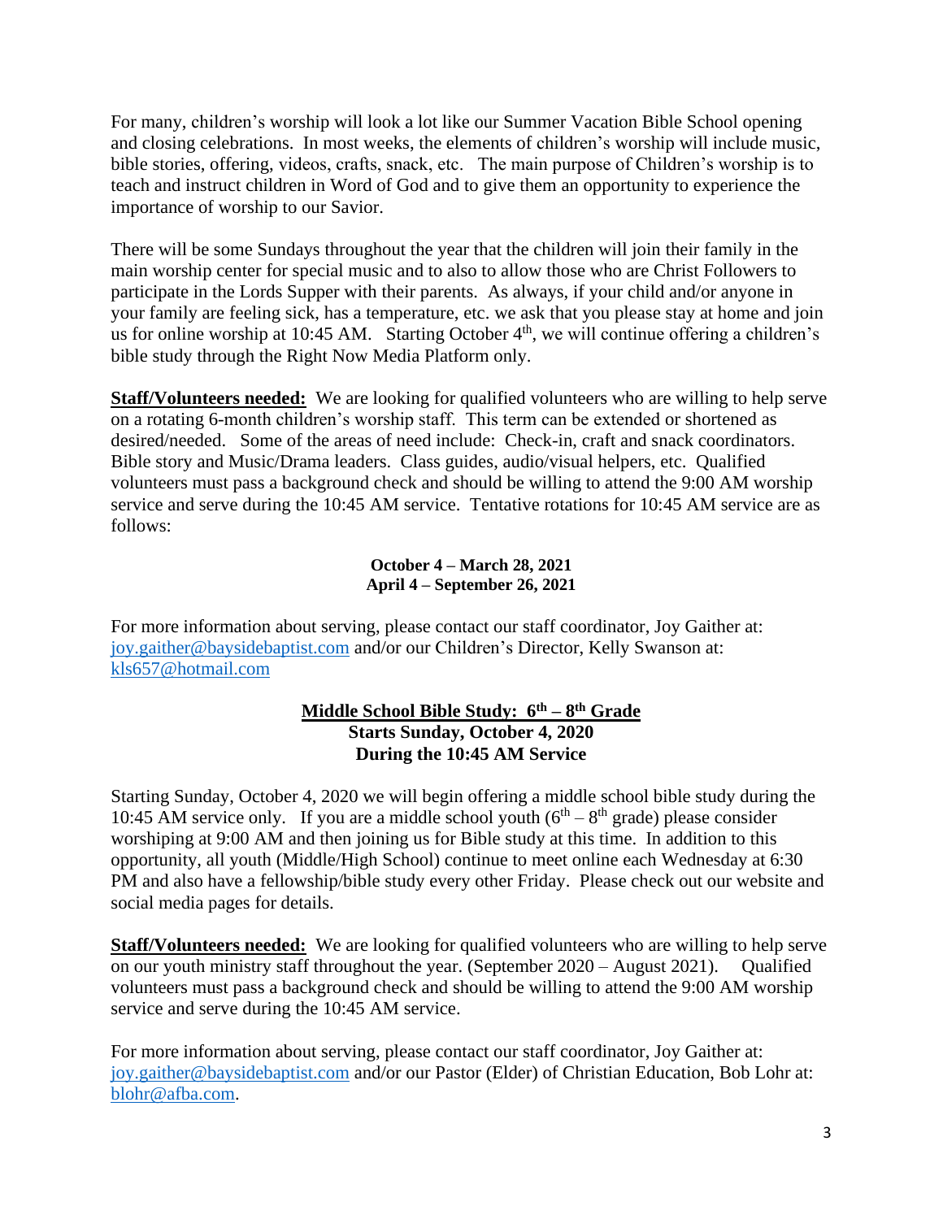For many, children's worship will look a lot like our Summer Vacation Bible School opening and closing celebrations. In most weeks, the elements of children's worship will include music, bible stories, offering, videos, crafts, snack, etc. The main purpose of Children's worship is to teach and instruct children in Word of God and to give them an opportunity to experience the importance of worship to our Savior.

There will be some Sundays throughout the year that the children will join their family in the main worship center for special music and to also to allow those who are Christ Followers to participate in the Lords Supper with their parents. As always, if your child and/or anyone in your family are feeling sick, has a temperature, etc. we ask that you please stay at home and join us for online worship at 10:45 AM. Starting October 4th, we will continue offering a children's bible study through the Right Now Media Platform only.

**Staff/Volunteers needed:** We are looking for qualified volunteers who are willing to help serve on a rotating 6-month children's worship staff. This term can be extended or shortened as desired/needed. Some of the areas of need include: Check-in, craft and snack coordinators. Bible story and Music/Drama leaders. Class guides, audio/visual helpers, etc. Qualified volunteers must pass a background check and should be willing to attend the 9:00 AM worship service and serve during the 10:45 AM service. Tentative rotations for 10:45 AM service are as follows:

**October 4 – March 28, 2021**
**April 4 – September 26, 2021**

For more information about serving, please contact our staff coordinator, Joy Gaither at: joy.gaither@baysidebaptist.com and/or our Children's Director, Kelly Swanson at: kls657@hotmail.com

## Middle School Bible Study: 6th – 8th Grade
**Starts Sunday, October 4, 2020**
**During the 10:45 AM Service**

Starting Sunday, October 4, 2020 we will begin offering a middle school bible study during the 10:45 AM service only. If you are a middle school youth (6th – 8th grade) please consider worshiping at 9:00 AM and then joining us for Bible study at this time. In addition to this opportunity, all youth (Middle/High School) continue to meet online each Wednesday at 6:30 PM and also have a fellowship/bible study every other Friday. Please check out our website and social media pages for details.

**Staff/Volunteers needed:** We are looking for qualified volunteers who are willing to help serve on our youth ministry staff throughout the year. (September 2020 – August 2021). Qualified volunteers must pass a background check and should be willing to attend the 9:00 AM worship service and serve during the 10:45 AM service.

For more information about serving, please contact our staff coordinator, Joy Gaither at: joy.gaither@baysidebaptist.com and/or our Pastor (Elder) of Christian Education, Bob Lohr at: blohr@afba.com.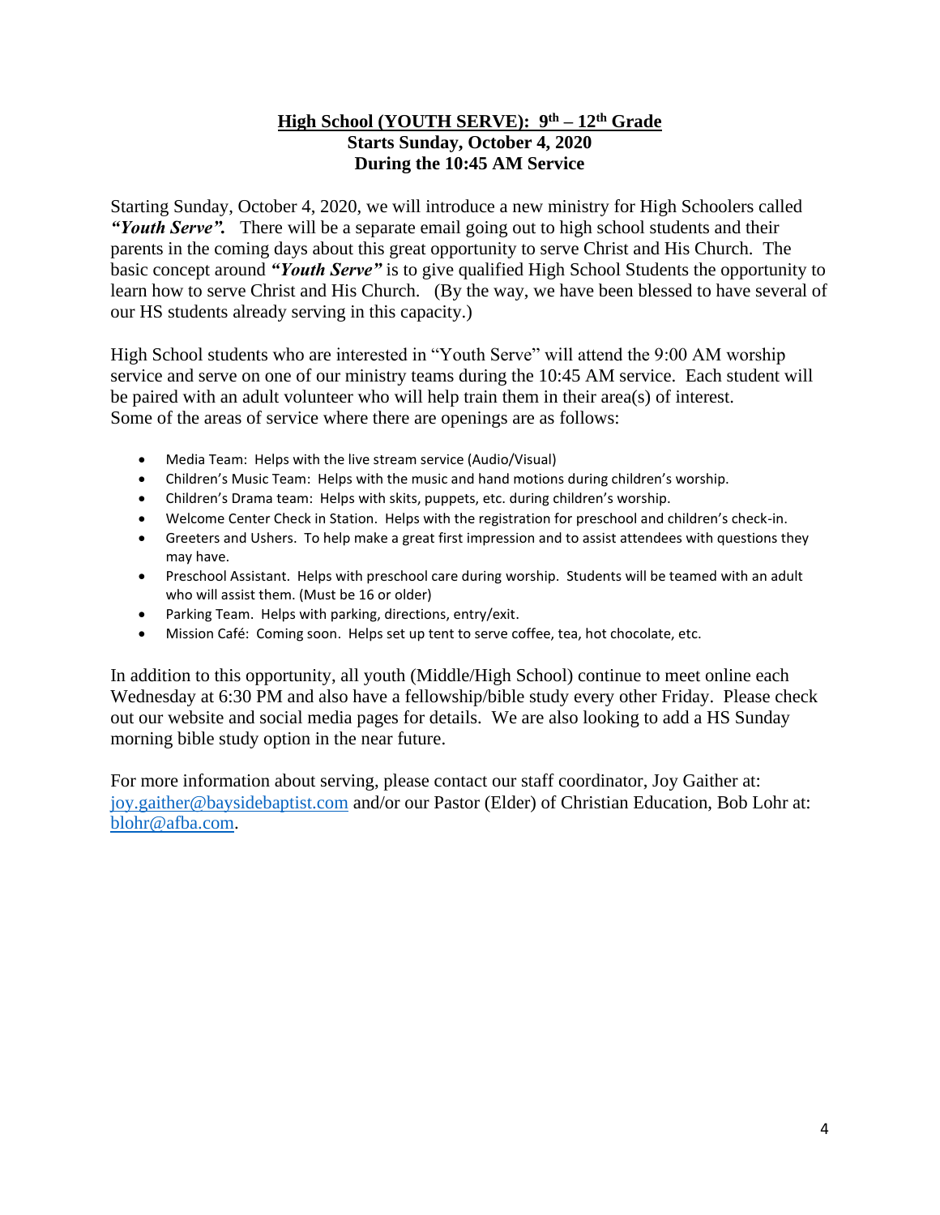## **High School (YOUTH SERVE): 9th – 12th Grade**
**Starts Sunday, October 4, 2020**
**During the 10:45 AM Service**

Starting Sunday, October 4, 2020, we will introduce a new ministry for High Schoolers called ***"Youth Serve".*** There will be a separate email going out to high school students and their parents in the coming days about this great opportunity to serve Christ and His Church. The basic concept around ***"Youth Serve"*** is to give qualified High School Students the opportunity to learn how to serve Christ and His Church. (By the way, we have been blessed to have several of our HS students already serving in this capacity.)

High School students who are interested in "Youth Serve" will attend the 9:00 AM worship service and serve on one of our ministry teams during the 10:45 AM service. Each student will be paired with an adult volunteer who will help train them in their area(s) of interest. Some of the areas of service where there are openings are as follows:

- Media Team: Helps with the live stream service (Audio/Visual)
- Children's Music Team: Helps with the music and hand motions during children's worship.
- Children's Drama team: Helps with skits, puppets, etc. during children's worship.
- Welcome Center Check in Station. Helps with the registration for preschool and children's check-in.
- Greeters and Ushers. To help make a great first impression and to assist attendees with questions they may have.
- Preschool Assistant. Helps with preschool care during worship. Students will be teamed with an adult who will assist them. (Must be 16 or older)
- Parking Team. Helps with parking, directions, entry/exit.
- Mission Café: Coming soon. Helps set up tent to serve coffee, tea, hot chocolate, etc.

In addition to this opportunity, all youth (Middle/High School) continue to meet online each Wednesday at 6:30 PM and also have a fellowship/bible study every other Friday. Please check out our website and social media pages for details. We are also looking to add a HS Sunday morning bible study option in the near future.

For more information about serving, please contact our staff coordinator, Joy Gaither at: joy.gaither@baysidebaptist.com and/or our Pastor (Elder) of Christian Education, Bob Lohr at: blohr@afba.com.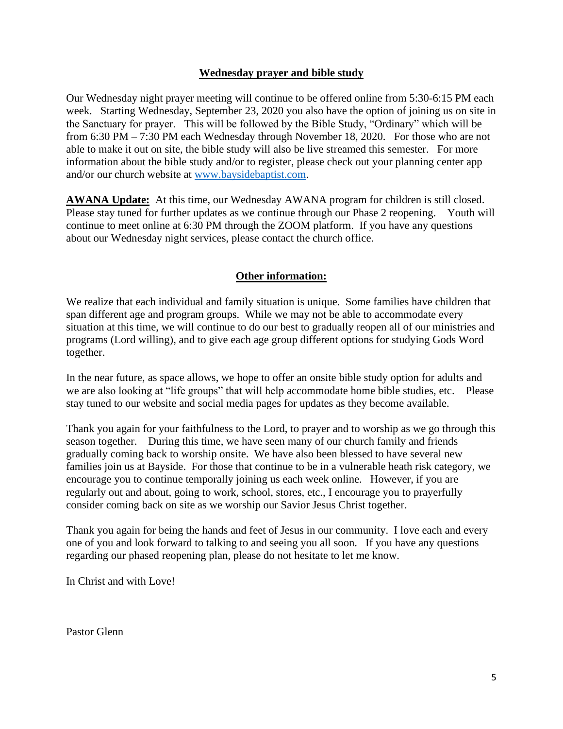## Wednesday prayer and bible study

Our Wednesday night prayer meeting will continue to be offered online from 5:30-6:15 PM each week. Starting Wednesday, September 23, 2020 you also have the option of joining us on site in the Sanctuary for prayer. This will be followed by the Bible Study, "Ordinary" which will be from 6:30 PM – 7:30 PM each Wednesday through November 18, 2020. For those who are not able to make it out on site, the bible study will also be live streamed this semester. For more information about the bible study and/or to register, please check out your planning center app and/or our church website at www.baysidebaptist.com.

**AWANA Update:** At this time, our Wednesday AWANA program for children is still closed. Please stay tuned for further updates as we continue through our Phase 2 reopening. Youth will continue to meet online at 6:30 PM through the ZOOM platform. If you have any questions about our Wednesday night services, please contact the church office.

## Other information:

We realize that each individual and family situation is unique. Some families have children that span different age and program groups. While we may not be able to accommodate every situation at this time, we will continue to do our best to gradually reopen all of our ministries and programs (Lord willing), and to give each age group different options for studying Gods Word together.

In the near future, as space allows, we hope to offer an onsite bible study option for adults and we are also looking at "life groups" that will help accommodate home bible studies, etc. Please stay tuned to our website and social media pages for updates as they become available.

Thank you again for your faithfulness to the Lord, to prayer and to worship as we go through this season together. During this time, we have seen many of our church family and friends gradually coming back to worship onsite. We have also been blessed to have several new families join us at Bayside. For those that continue to be in a vulnerable heath risk category, we encourage you to continue temporally joining us each week online. However, if you are regularly out and about, going to work, school, stores, etc., I encourage you to prayerfully consider coming back on site as we worship our Savior Jesus Christ together.

Thank you again for being the hands and feet of Jesus in our community. I love each and every one of you and look forward to talking to and seeing you all soon. If you have any questions regarding our phased reopening plan, please do not hesitate to let me know.

In Christ and with Love!

Pastor Glenn